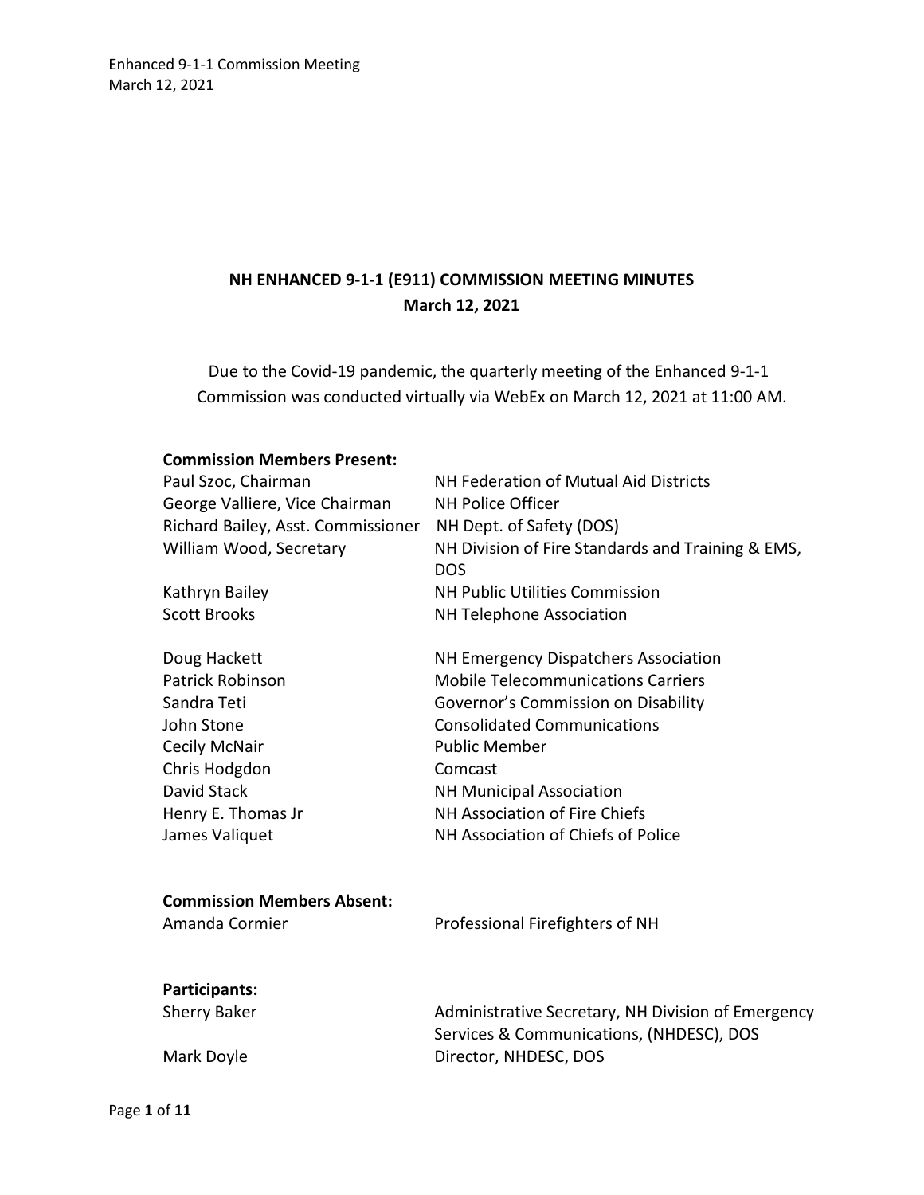# NH ENHANCED 9-1-1 (E911) COMMISSION MEETING MINUTES

**March 12, 2021**

Due to the Covid-19 pandemic, the quarterly meeting of the Enhanced 9-1-1 Commission was conducted virtually via WebEx on March 12, 2021 at 11:00 AM.

**Commission Members Present:**

| | |
|---|---|
| Paul Szoc, Chairman | NH Federation of Mutual Aid Districts |
| George Valliere, Vice Chairman | NH Police Officer |
| Richard Bailey, Asst. Commissioner | NH Dept. of Safety (DOS) |
| William Wood, Secretary | NH Division of Fire Standards and Training & EMS, DOS |
| Kathryn Bailey | NH Public Utilities Commission |
| Scott Brooks | NH Telephone Association |
| Doug Hackett | NH Emergency Dispatchers Association |
| Patrick Robinson | Mobile Telecommunications Carriers |
| Sandra Teti | Governor's Commission on Disability |
| John Stone | Consolidated Communications |
| Cecily McNair | Public Member |
| Chris Hodgdon | Comcast |
| David Stack | NH Municipal Association |
| Henry E. Thomas Jr | NH Association of Fire Chiefs |
| James Valiquet | NH Association of Chiefs of Police |

**Commission Members Absent:**

| | |
|---|---|
| Amanda Cormier | Professional Firefighters of NH |

**Participants:**

| | |
|---|---|
| Sherry Baker | Administrative Secretary, NH Division of Emergency Services & Communications, (NHDESC), DOS |
| Mark Doyle | Director, NHDESC, DOS |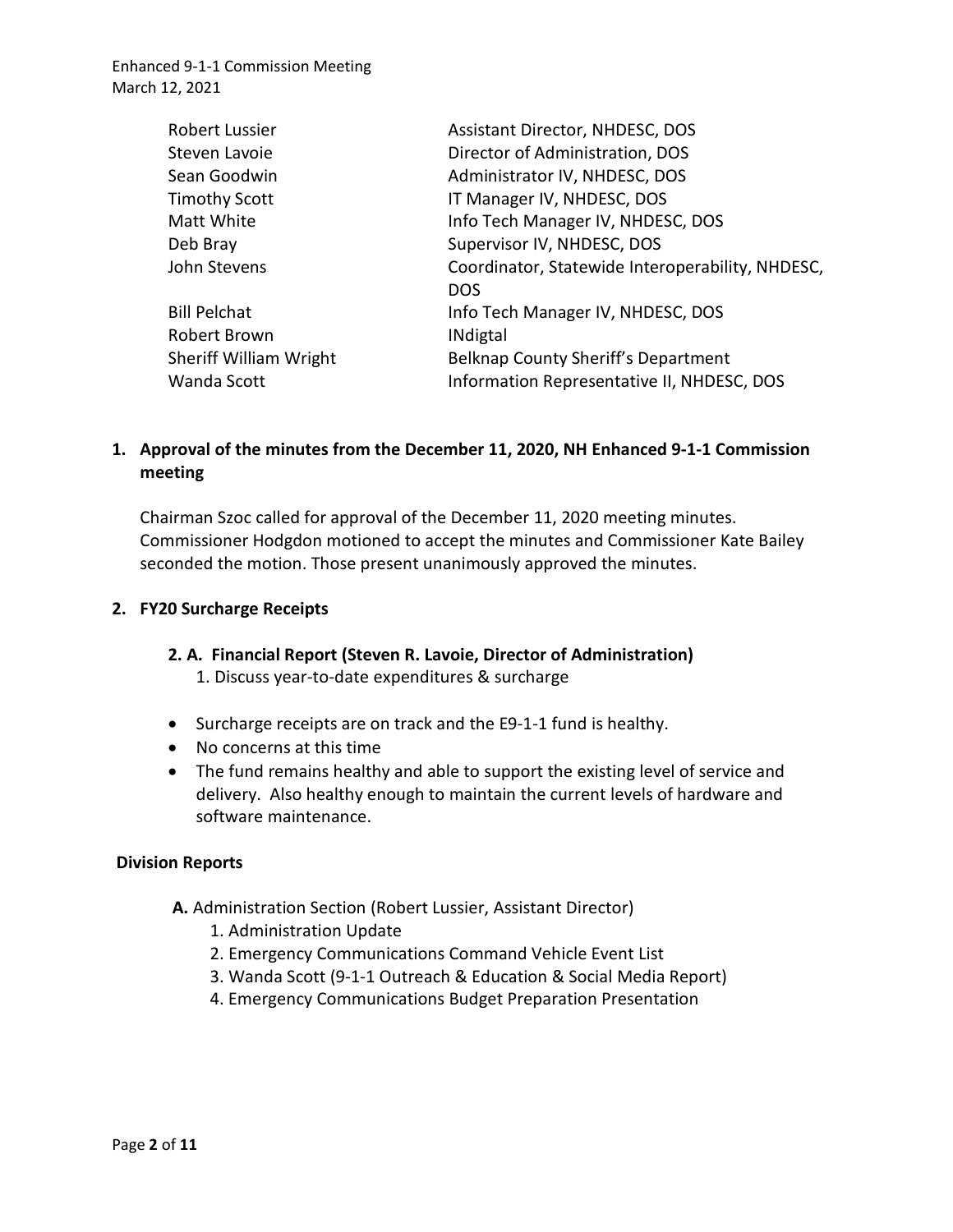| | |
|---|---|
| Robert Lussier | Assistant Director, NHDESC, DOS |
| Steven Lavoie | Director of Administration, DOS |
| Sean Goodwin | Administrator IV, NHDESC, DOS |
| Timothy Scott | IT Manager IV, NHDESC, DOS |
| Matt White | Info Tech Manager IV, NHDESC, DOS |
| Deb Bray | Supervisor IV, NHDESC, DOS |
| John Stevens | Coordinator, Statewide Interoperability, NHDESC, DOS |
| Bill Pelchat | Info Tech Manager IV, NHDESC, DOS |
| Robert Brown | INdigtal |
| Sheriff William Wright | Belknap County Sheriff's Department |
| Wanda Scott | Information Representative II, NHDESC, DOS |

## 1. Approval of the minutes from the December 11, 2020, NH Enhanced 9-1-1 Commission meeting

Chairman Szoc called for approval of the December 11, 2020 meeting minutes. Commissioner Hodgdon motioned to accept the minutes and Commissioner Kate Bailey seconded the motion. Those present unanimously approved the minutes.

## 2. FY20 Surcharge Receipts

### 2. A. Financial Report (Steven R. Lavoie, Director of Administration)

1. Discuss year-to-date expenditures & surcharge

- Surcharge receipts are on track and the E9-1-1 fund is healthy.
- No concerns at this time
- The fund remains healthy and able to support the existing level of service and delivery. Also healthy enough to maintain the current levels of hardware and software maintenance.

## Division Reports

**A.** Administration Section (Robert Lussier, Assistant Director)

1. Administration Update
2. Emergency Communications Command Vehicle Event List
3. Wanda Scott (9-1-1 Outreach & Education & Social Media Report)
4. Emergency Communications Budget Preparation Presentation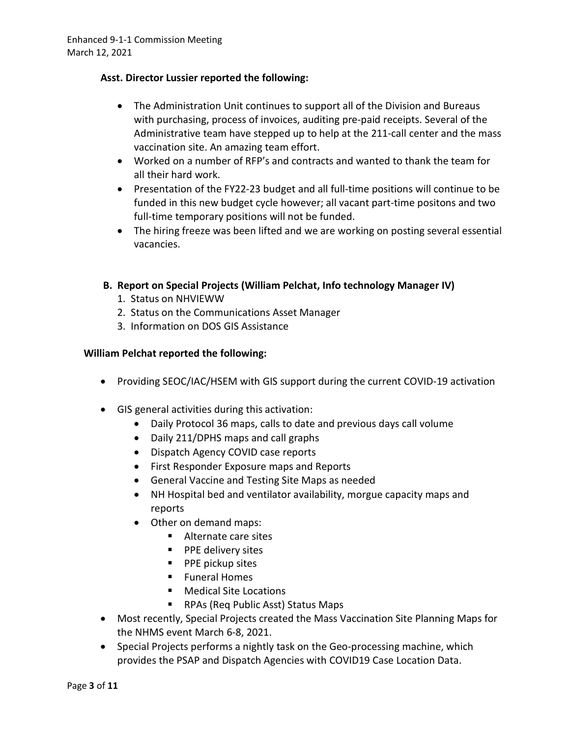**Asst. Director Lussier reported the following:**

- The Administration Unit continues to support all of the Division and Bureaus with purchasing, process of invoices, auditing pre-paid receipts. Several of the Administrative team have stepped up to help at the 211-call center and the mass vaccination site. An amazing team effort.
- Worked on a number of RFP's and contracts and wanted to thank the team for all their hard work.
- Presentation of the FY22-23 budget and all full-time positions will continue to be funded in this new budget cycle however; all vacant part-time positons and two full-time temporary positions will not be funded.
- The hiring freeze was been lifted and we are working on posting several essential vacancies.

**B. Report on Special Projects (William Pelchat, Info technology Manager IV)**

1. Status on NHVIEWW
2. Status on the Communications Asset Manager
3. Information on DOS GIS Assistance

**William Pelchat reported the following:**

- Providing SEOC/IAC/HSEM with GIS support during the current COVID-19 activation
- GIS general activities during this activation:
  - Daily Protocol 36 maps, calls to date and previous days call volume
  - Daily 211/DPHS maps and call graphs
  - Dispatch Agency COVID case reports
  - First Responder Exposure maps and Reports
  - General Vaccine and Testing Site Maps as needed
  - NH Hospital bed and ventilator availability, morgue capacity maps and reports
  - Other on demand maps:
    - Alternate care sites
    - PPE delivery sites
    - PPE pickup sites
    - Funeral Homes
    - Medical Site Locations
    - RPAs (Req Public Asst) Status Maps
- Most recently, Special Projects created the Mass Vaccination Site Planning Maps for the NHMS event March 6-8, 2021.
- Special Projects performs a nightly task on the Geo-processing machine, which provides the PSAP and Dispatch Agencies with COVID19 Case Location Data.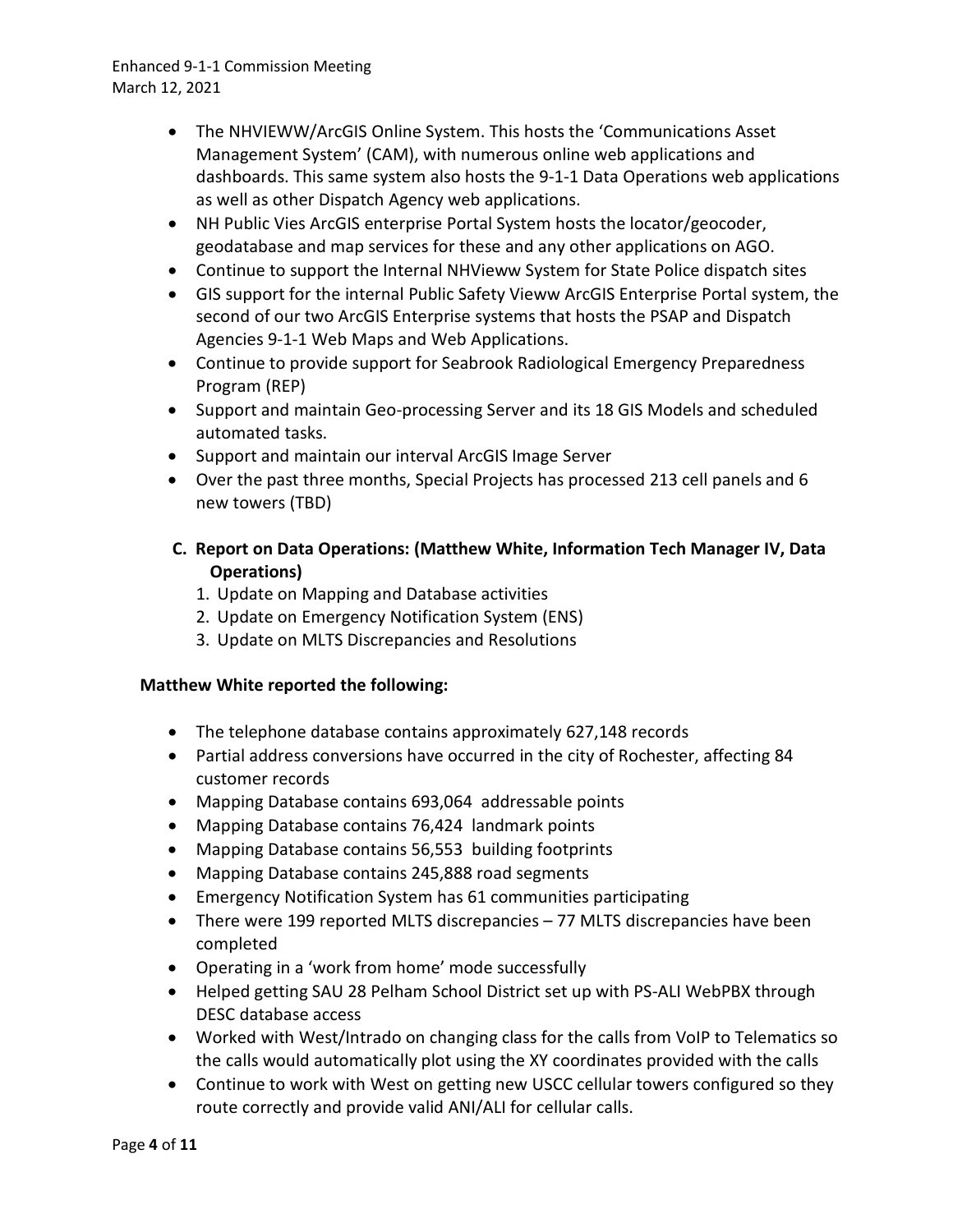- The NHVIEWW/ArcGIS Online System. This hosts the 'Communications Asset Management System' (CAM), with numerous online web applications and dashboards. This same system also hosts the 9-1-1 Data Operations web applications as well as other Dispatch Agency web applications.
- NH Public Vies ArcGIS enterprise Portal System hosts the locator/geocoder, geodatabase and map services for these and any other applications on AGO.
- Continue to support the Internal NHVieww System for State Police dispatch sites
- GIS support for the internal Public Safety Vieww ArcGIS Enterprise Portal system, the second of our two ArcGIS Enterprise systems that hosts the PSAP and Dispatch Agencies 9-1-1 Web Maps and Web Applications.
- Continue to provide support for Seabrook Radiological Emergency Preparedness Program (REP)
- Support and maintain Geo-processing Server and its 18 GIS Models and scheduled automated tasks.
- Support and maintain our interval ArcGIS Image Server
- Over the past three months, Special Projects has processed 213 cell panels and 6 new towers (TBD)

**C. Report on Data Operations: (Matthew White, Information Tech Manager IV, Data Operations)**

1. Update on Mapping and Database activities
2. Update on Emergency Notification System (ENS)
3. Update on MLTS Discrepancies and Resolutions

**Matthew White reported the following:**

- The telephone database contains approximately 627,148 records
- Partial address conversions have occurred in the city of Rochester, affecting 84 customer records
- Mapping Database contains 693,064 addressable points
- Mapping Database contains 76,424 landmark points
- Mapping Database contains 56,553 building footprints
- Mapping Database contains 245,888 road segments
- Emergency Notification System has 61 communities participating
- There were 199 reported MLTS discrepancies – 77 MLTS discrepancies have been completed
- Operating in a 'work from home' mode successfully
- Helped getting SAU 28 Pelham School District set up with PS-ALI WebPBX through DESC database access
- Worked with West/Intrado on changing class for the calls from VoIP to Telematics so the calls would automatically plot using the XY coordinates provided with the calls
- Continue to work with West on getting new USCC cellular towers configured so they route correctly and provide valid ANI/ALI for cellular calls.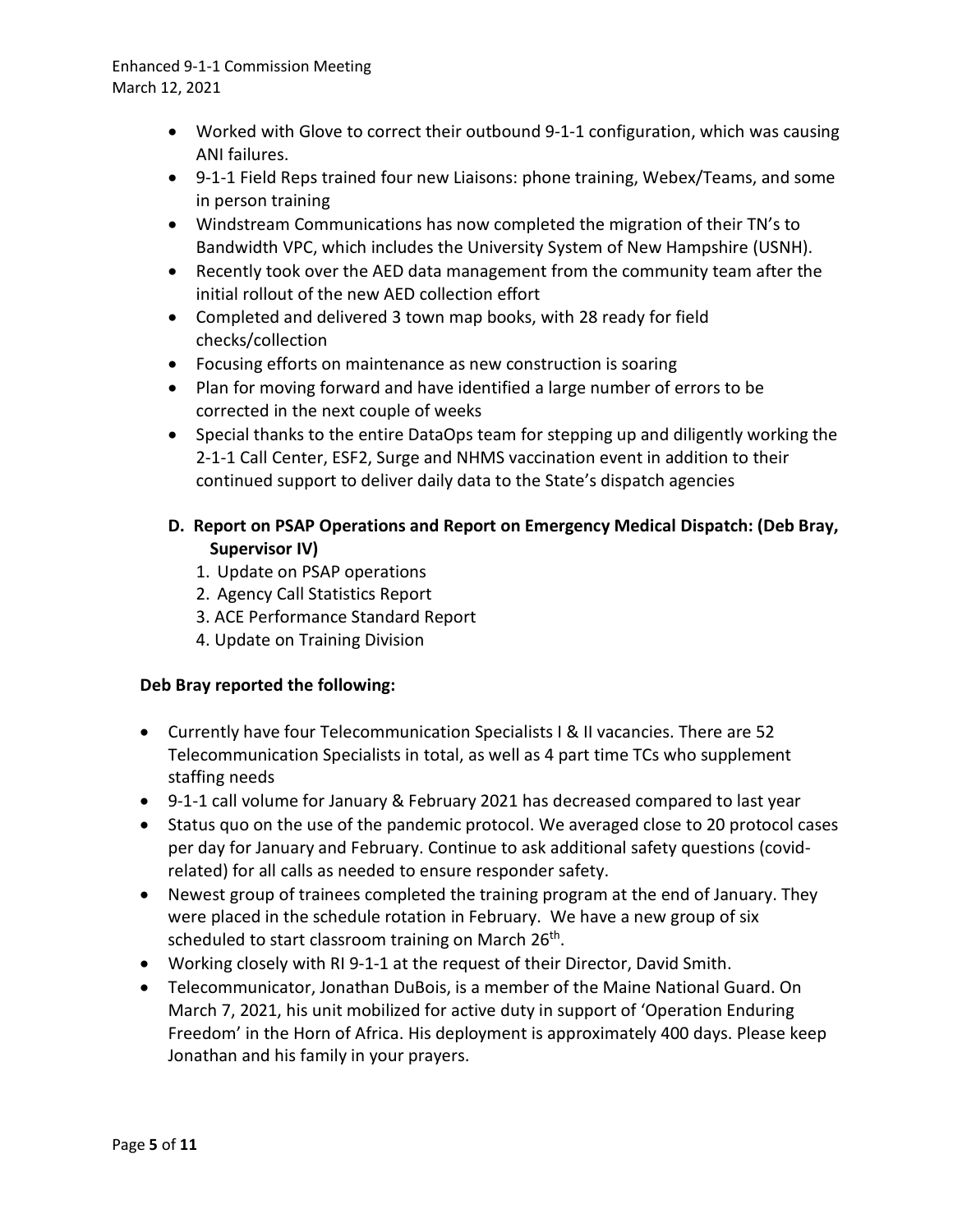- Worked with Glove to correct their outbound 9-1-1 configuration, which was causing ANI failures.
- 9-1-1 Field Reps trained four new Liaisons: phone training, Webex/Teams, and some in person training
- Windstream Communications has now completed the migration of their TN's to Bandwidth VPC, which includes the University System of New Hampshire (USNH).
- Recently took over the AED data management from the community team after the initial rollout of the new AED collection effort
- Completed and delivered 3 town map books, with 28 ready for field checks/collection
- Focusing efforts on maintenance as new construction is soaring
- Plan for moving forward and have identified a large number of errors to be corrected in the next couple of weeks
- Special thanks to the entire DataOps team for stepping up and diligently working the 2-1-1 Call Center, ESF2, Surge and NHMS vaccination event in addition to their continued support to deliver daily data to the State's dispatch agencies

## D. Report on PSAP Operations and Report on Emergency Medical Dispatch: (Deb Bray, Supervisor IV)

1. Update on PSAP operations
2. Agency Call Statistics Report
3. ACE Performance Standard Report
4. Update on Training Division

**Deb Bray reported the following:**

- Currently have four Telecommunication Specialists I & II vacancies. There are 52 Telecommunication Specialists in total, as well as 4 part time TCs who supplement staffing needs
- 9-1-1 call volume for January & February 2021 has decreased compared to last year
- Status quo on the use of the pandemic protocol. We averaged close to 20 protocol cases per day for January and February. Continue to ask additional safety questions (covid-related) for all calls as needed to ensure responder safety.
- Newest group of trainees completed the training program at the end of January. They were placed in the schedule rotation in February. We have a new group of six scheduled to start classroom training on March 26th.
- Working closely with RI 9-1-1 at the request of their Director, David Smith.
- Telecommunicator, Jonathan DuBois, is a member of the Maine National Guard. On March 7, 2021, his unit mobilized for active duty in support of 'Operation Enduring Freedom' in the Horn of Africa. His deployment is approximately 400 days. Please keep Jonathan and his family in your prayers.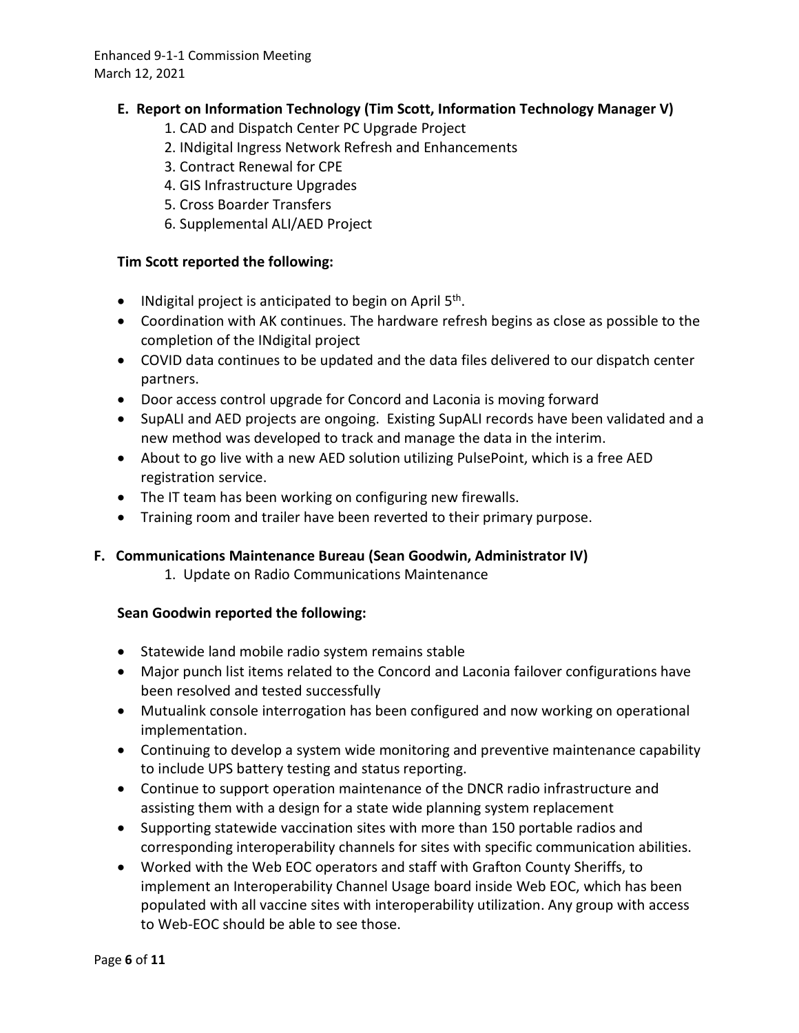### E. Report on Information Technology (Tim Scott, Information Technology Manager V)

1. CAD and Dispatch Center PC Upgrade Project
2. INdigital Ingress Network Refresh and Enhancements
3. Contract Renewal for CPE
4. GIS Infrastructure Upgrades
5. Cross Boarder Transfers
6. Supplemental ALI/AED Project

**Tim Scott reported the following:**

- INdigital project is anticipated to begin on April 5th.
- Coordination with AK continues. The hardware refresh begins as close as possible to the completion of the INdigital project
- COVID data continues to be updated and the data files delivered to our dispatch center partners.
- Door access control upgrade for Concord and Laconia is moving forward
- SupALI and AED projects are ongoing. Existing SupALI records have been validated and a new method was developed to track and manage the data in the interim.
- About to go live with a new AED solution utilizing PulsePoint, which is a free AED registration service.
- The IT team has been working on configuring new firewalls.
- Training room and trailer have been reverted to their primary purpose.

### F. Communications Maintenance Bureau (Sean Goodwin, Administrator IV)

1. Update on Radio Communications Maintenance

**Sean Goodwin reported the following:**

- Statewide land mobile radio system remains stable
- Major punch list items related to the Concord and Laconia failover configurations have been resolved and tested successfully
- Mutualink console interrogation has been configured and now working on operational implementation.
- Continuing to develop a system wide monitoring and preventive maintenance capability to include UPS battery testing and status reporting.
- Continue to support operation maintenance of the DNCR radio infrastructure and assisting them with a design for a state wide planning system replacement
- Supporting statewide vaccination sites with more than 150 portable radios and corresponding interoperability channels for sites with specific communication abilities.
- Worked with the Web EOC operators and staff with Grafton County Sheriffs, to implement an Interoperability Channel Usage board inside Web EOC, which has been populated with all vaccine sites with interoperability utilization. Any group with access to Web-EOC should be able to see those.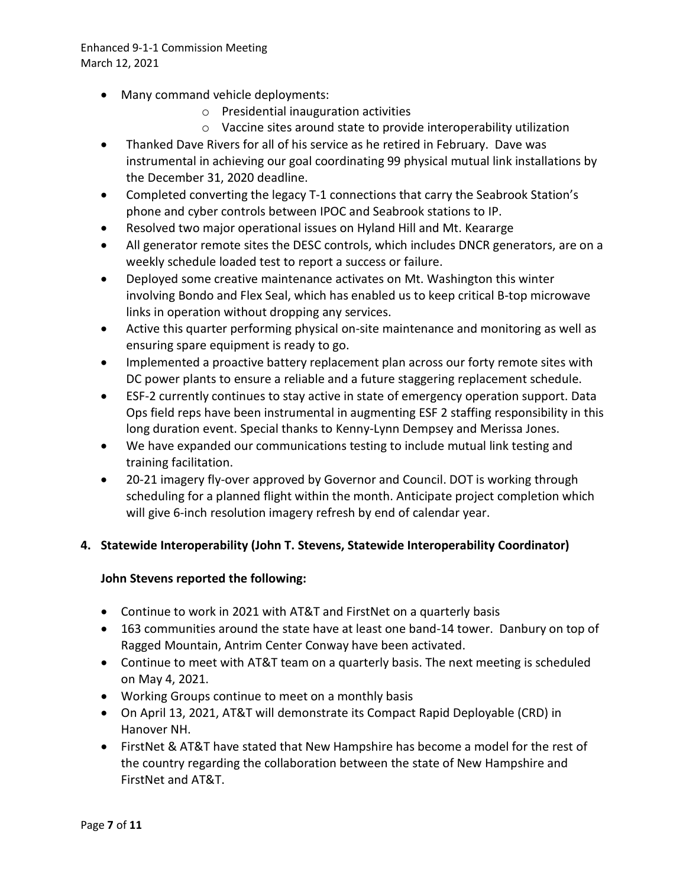- Many command vehicle deployments:
    - Presidential inauguration activities
    - Vaccine sites around state to provide interoperability utilization
- Thanked Dave Rivers for all of his service as he retired in February. Dave was instrumental in achieving our goal coordinating 99 physical mutual link installations by the December 31, 2020 deadline.
- Completed converting the legacy T-1 connections that carry the Seabrook Station's phone and cyber controls between IPOC and Seabrook stations to IP.
- Resolved two major operational issues on Hyland Hill and Mt. Keararge
- All generator remote sites the DESC controls, which includes DNCR generators, are on a weekly schedule loaded test to report a success or failure.
- Deployed some creative maintenance activates on Mt. Washington this winter involving Bondo and Flex Seal, which has enabled us to keep critical B-top microwave links in operation without dropping any services.
- Active this quarter performing physical on-site maintenance and monitoring as well as ensuring spare equipment is ready to go.
- Implemented a proactive battery replacement plan across our forty remote sites with DC power plants to ensure a reliable and a future staggering replacement schedule.
- ESF-2 currently continues to stay active in state of emergency operation support. Data Ops field reps have been instrumental in augmenting ESF 2 staffing responsibility in this long duration event. Special thanks to Kenny-Lynn Dempsey and Merissa Jones.
- We have expanded our communications testing to include mutual link testing and training facilitation.
- 20-21 imagery fly-over approved by Governor and Council. DOT is working through scheduling for a planned flight within the month. Anticipate project completion which will give 6-inch resolution imagery refresh by end of calendar year.

**4. Statewide Interoperability (John T. Stevens, Statewide Interoperability Coordinator)**

**John Stevens reported the following:**

- Continue to work in 2021 with AT&T and FirstNet on a quarterly basis
- 163 communities around the state have at least one band-14 tower. Danbury on top of Ragged Mountain, Antrim Center Conway have been activated.
- Continue to meet with AT&T team on a quarterly basis. The next meeting is scheduled on May 4, 2021.
- Working Groups continue to meet on a monthly basis
- On April 13, 2021, AT&T will demonstrate its Compact Rapid Deployable (CRD) in Hanover NH.
- FirstNet & AT&T have stated that New Hampshire has become a model for the rest of the country regarding the collaboration between the state of New Hampshire and FirstNet and AT&T.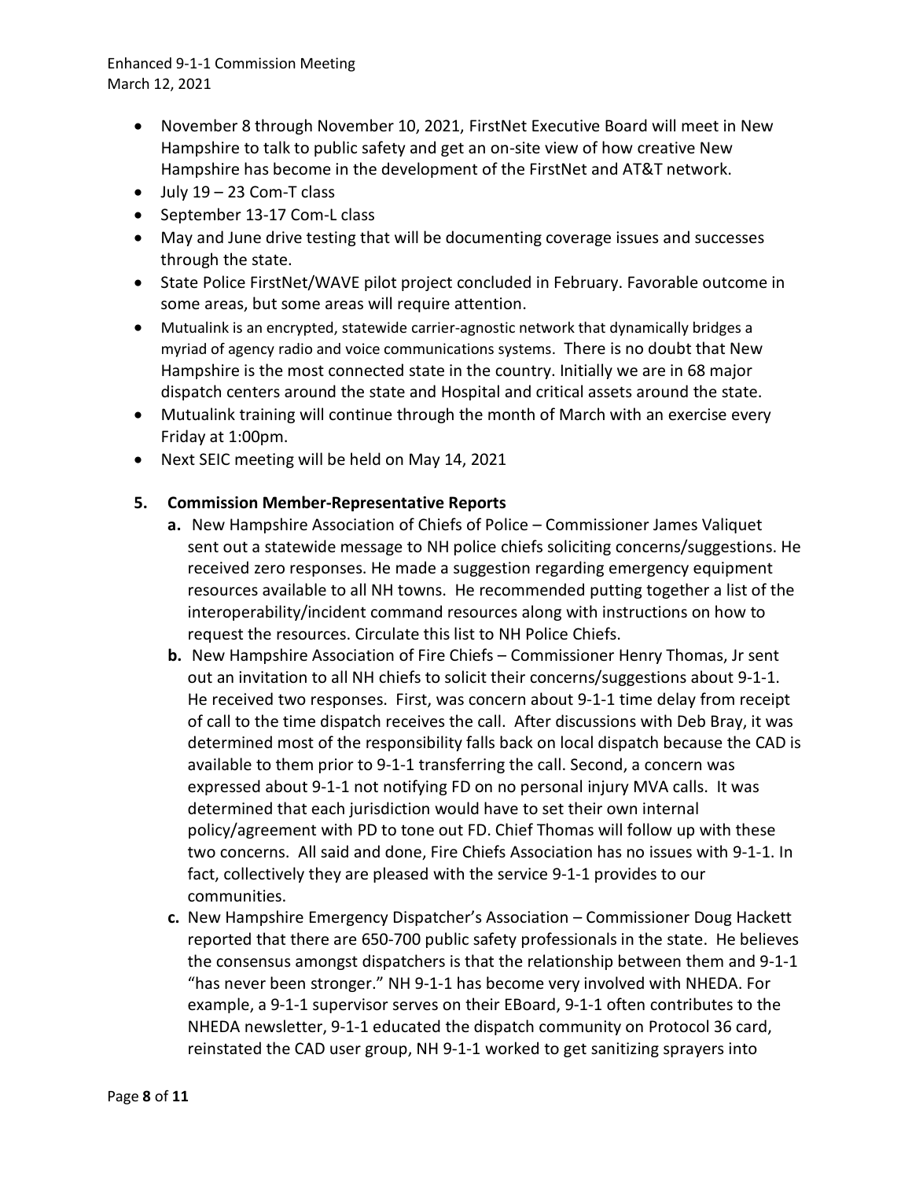- November 8 through November 10, 2021, FirstNet Executive Board will meet in New Hampshire to talk to public safety and get an on-site view of how creative New Hampshire has become in the development of the FirstNet and AT&T network.
- July 19 – 23 Com-T class
- September 13-17 Com-L class
- May and June drive testing that will be documenting coverage issues and successes through the state.
- State Police FirstNet/WAVE pilot project concluded in February. Favorable outcome in some areas, but some areas will require attention.
- Mutualink is an encrypted, statewide carrier-agnostic network that dynamically bridges a myriad of agency radio and voice communications systems. There is no doubt that New Hampshire is the most connected state in the country. Initially we are in 68 major dispatch centers around the state and Hospital and critical assets around the state.
- Mutualink training will continue through the month of March with an exercise every Friday at 1:00pm.
- Next SEIC meeting will be held on May 14, 2021

## 5. Commission Member-Representative Reports

**a.** New Hampshire Association of Chiefs of Police – Commissioner James Valiquet sent out a statewide message to NH police chiefs soliciting concerns/suggestions. He received zero responses. He made a suggestion regarding emergency equipment resources available to all NH towns. He recommended putting together a list of the interoperability/incident command resources along with instructions on how to request the resources. Circulate this list to NH Police Chiefs.

**b.** New Hampshire Association of Fire Chiefs – Commissioner Henry Thomas, Jr sent out an invitation to all NH chiefs to solicit their concerns/suggestions about 9-1-1. He received two responses. First, was concern about 9-1-1 time delay from receipt of call to the time dispatch receives the call. After discussions with Deb Bray, it was determined most of the responsibility falls back on local dispatch because the CAD is available to them prior to 9-1-1 transferring the call. Second, a concern was expressed about 9-1-1 not notifying FD on no personal injury MVA calls. It was determined that each jurisdiction would have to set their own internal policy/agreement with PD to tone out FD. Chief Thomas will follow up with these two concerns. All said and done, Fire Chiefs Association has no issues with 9-1-1. In fact, collectively they are pleased with the service 9-1-1 provides to our communities.

**c.** New Hampshire Emergency Dispatcher's Association – Commissioner Doug Hackett reported that there are 650-700 public safety professionals in the state. He believes the consensus amongst dispatchers is that the relationship between them and 9-1-1 "has never been stronger." NH 9-1-1 has become very involved with NHEDA. For example, a 9-1-1 supervisor serves on their EBoard, 9-1-1 often contributes to the NHEDA newsletter, 9-1-1 educated the dispatch community on Protocol 36 card, reinstated the CAD user group, NH 9-1-1 worked to get sanitizing sprayers into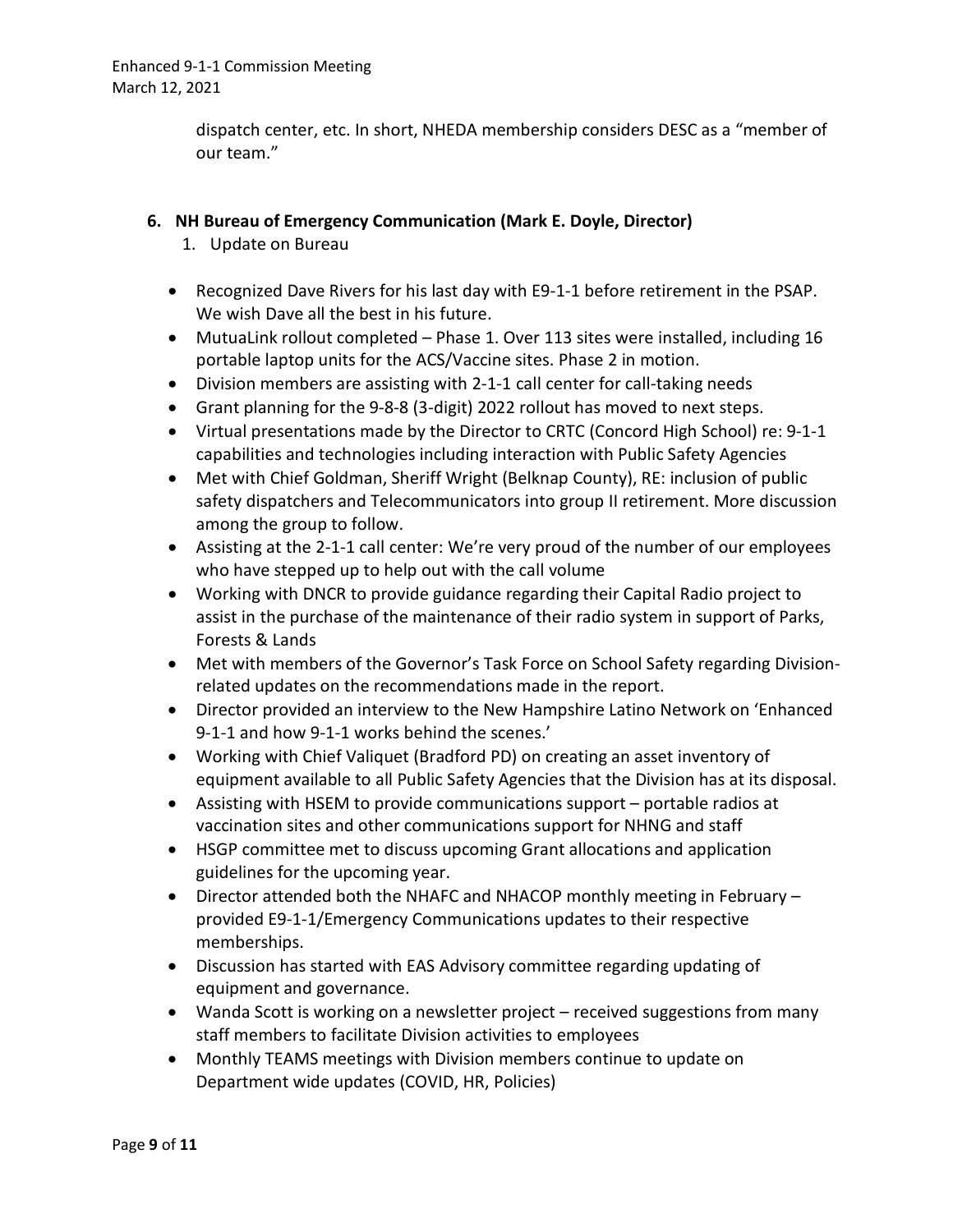dispatch center, etc. In short, NHEDA membership considers DESC as a "member of our team."

## 6. NH Bureau of Emergency Communication (Mark E. Doyle, Director)

1. Update on Bureau

- Recognized Dave Rivers for his last day with E9-1-1 before retirement in the PSAP. We wish Dave all the best in his future.
- MutuaLink rollout completed – Phase 1. Over 113 sites were installed, including 16 portable laptop units for the ACS/Vaccine sites. Phase 2 in motion.
- Division members are assisting with 2-1-1 call center for call-taking needs
- Grant planning for the 9-8-8 (3-digit) 2022 rollout has moved to next steps.
- Virtual presentations made by the Director to CRTC (Concord High School) re: 9-1-1 capabilities and technologies including interaction with Public Safety Agencies
- Met with Chief Goldman, Sheriff Wright (Belknap County), RE: inclusion of public safety dispatchers and Telecommunicators into group II retirement. More discussion among the group to follow.
- Assisting at the 2-1-1 call center: We're very proud of the number of our employees who have stepped up to help out with the call volume
- Working with DNCR to provide guidance regarding their Capital Radio project to assist in the purchase of the maintenance of their radio system in support of Parks, Forests & Lands
- Met with members of the Governor's Task Force on School Safety regarding Division-related updates on the recommendations made in the report.
- Director provided an interview to the New Hampshire Latino Network on 'Enhanced 9-1-1 and how 9-1-1 works behind the scenes.'
- Working with Chief Valiquet (Bradford PD) on creating an asset inventory of equipment available to all Public Safety Agencies that the Division has at its disposal.
- Assisting with HSEM to provide communications support – portable radios at vaccination sites and other communications support for NHNG and staff
- HSGP committee met to discuss upcoming Grant allocations and application guidelines for the upcoming year.
- Director attended both the NHAFC and NHACOP monthly meeting in February – provided E9-1-1/Emergency Communications updates to their respective memberships.
- Discussion has started with EAS Advisory committee regarding updating of equipment and governance.
- Wanda Scott is working on a newsletter project – received suggestions from many staff members to facilitate Division activities to employees
- Monthly TEAMS meetings with Division members continue to update on Department wide updates (COVID, HR, Policies)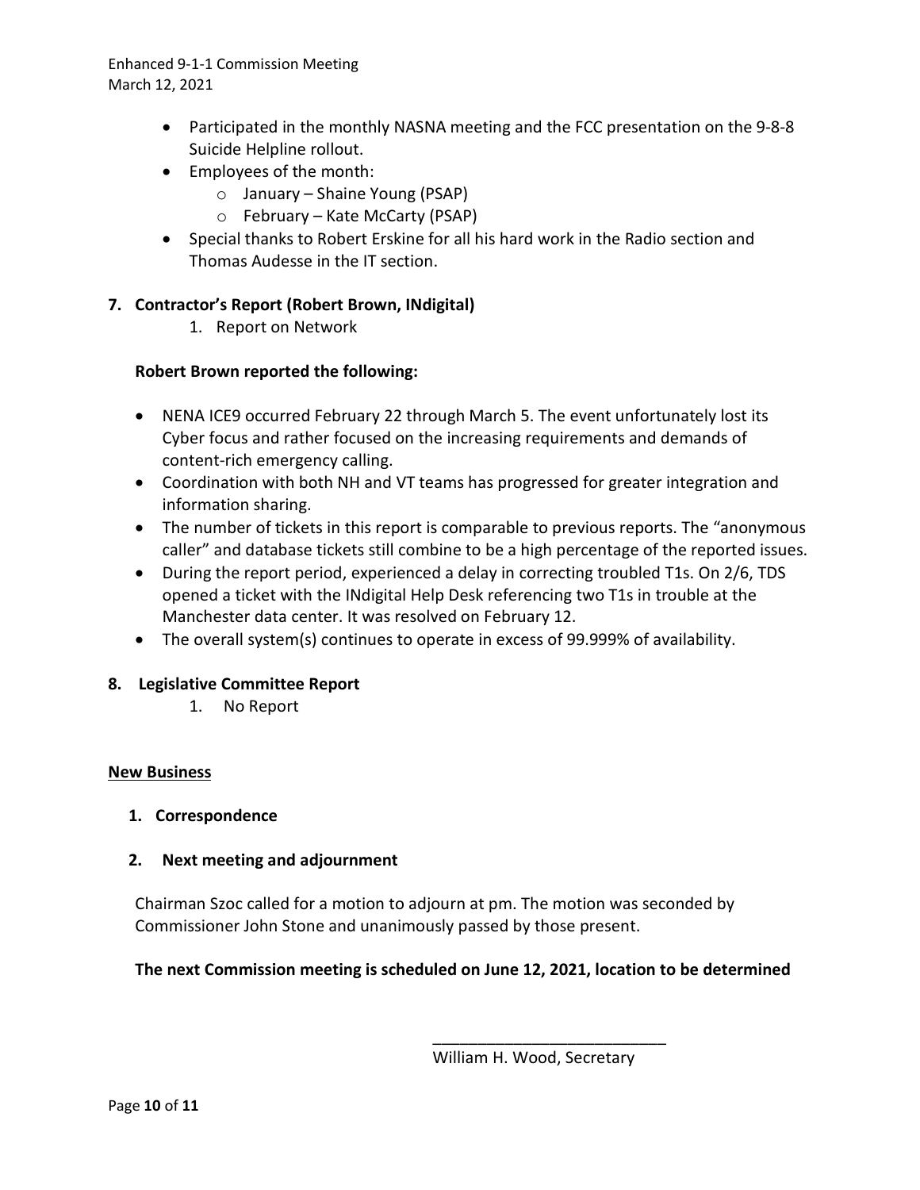- Participated in the monthly NASNA meeting and the FCC presentation on the 9-8-8 Suicide Helpline rollout.
- Employees of the month:
  - January – Shaine Young (PSAP)
  - February – Kate McCarty (PSAP)
- Special thanks to Robert Erskine for all his hard work in the Radio section and Thomas Audesse in the IT section.

## 7. Contractor's Report (Robert Brown, INdigital)

1. Report on Network

**Robert Brown reported the following:**

- NENA ICE9 occurred February 22 through March 5. The event unfortunately lost its Cyber focus and rather focused on the increasing requirements and demands of content-rich emergency calling.
- Coordination with both NH and VT teams has progressed for greater integration and information sharing.
- The number of tickets in this report is comparable to previous reports. The "anonymous caller" and database tickets still combine to be a high percentage of the reported issues.
- During the report period, experienced a delay in correcting troubled T1s. On 2/6, TDS opened a ticket with the INdigital Help Desk referencing two T1s in trouble at the Manchester data center. It was resolved on February 12.
- The overall system(s) continues to operate in excess of 99.999% of availability.

## 8. Legislative Committee Report

1. No Report

## New Business

**1. Correspondence**

**2. Next meeting and adjournment**

Chairman Szoc called for a motion to adjourn at pm. The motion was seconded by Commissioner John Stone and unanimously passed by those present.

**The next Commission meeting is scheduled on June 12, 2021, location to be determined**

\_\_\_\_\_\_\_\_\_\_\_\_\_\_\_\_\_\_\_\_\_\_\_\_\_\_

William H. Wood, Secretary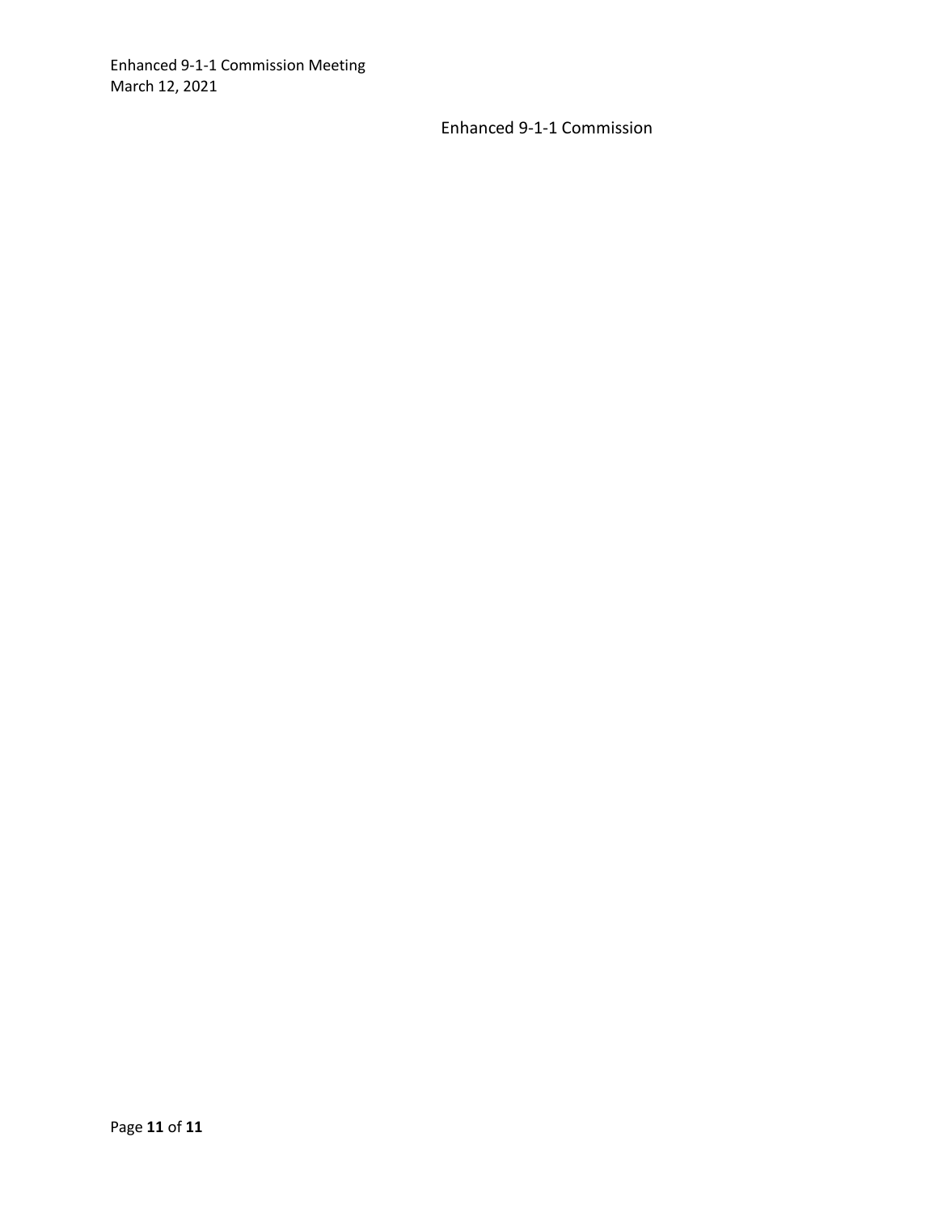Enhanced 9-1-1 Commission